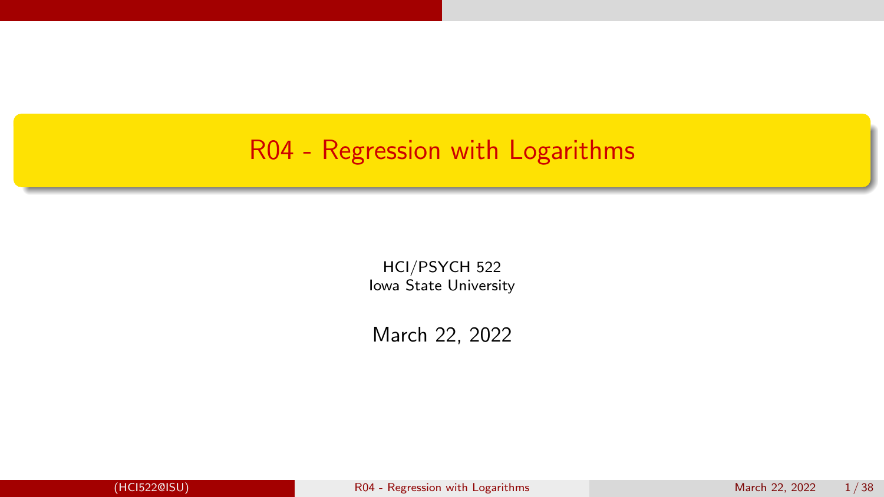# R04 - Regression with Logarithms

HCI/PSYCH 522
Iowa State University

March 22, 2022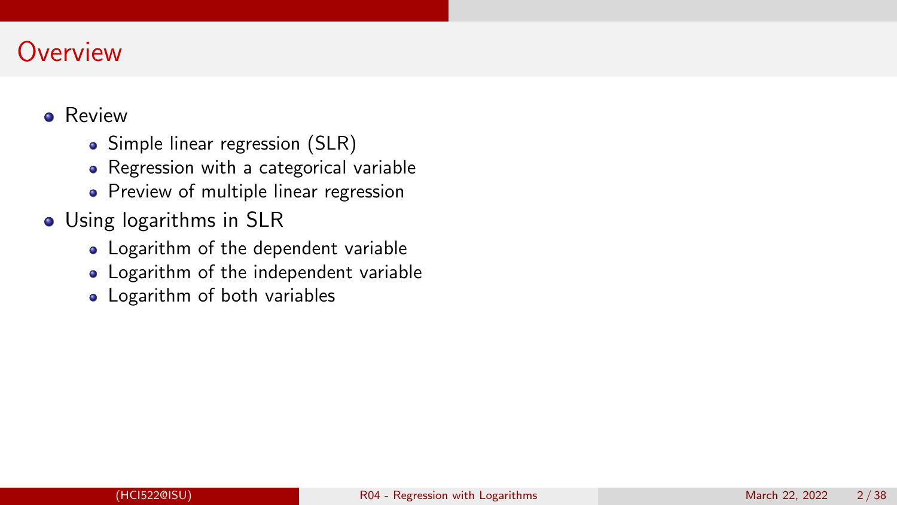# Overview

- Review
  - Simple linear regression (SLR)
  - Regression with a categorical variable
  - Preview of multiple linear regression
- Using logarithms in SLR
  - Logarithm of the dependent variable
  - Logarithm of the independent variable
  - Logarithm of both variables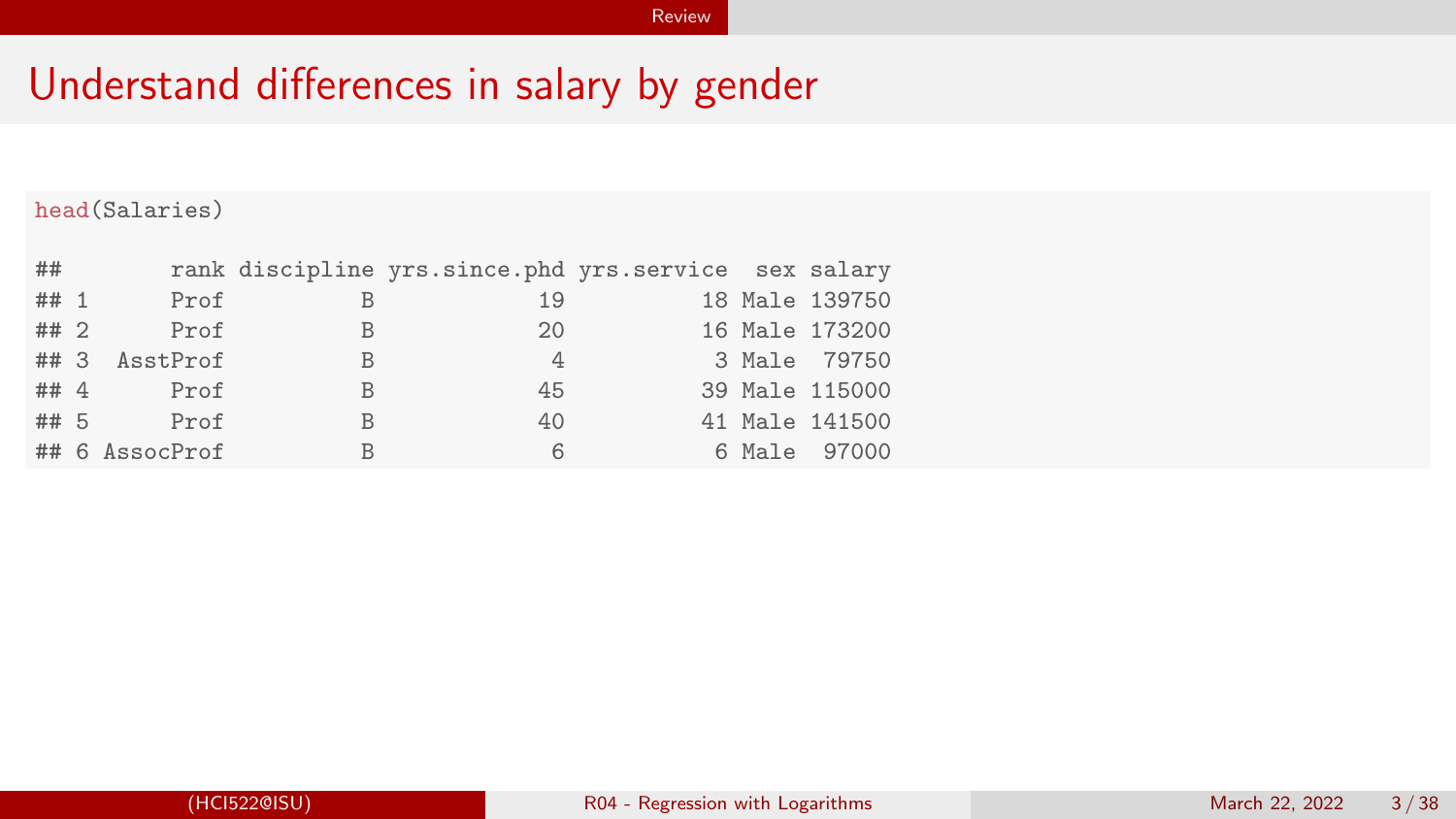# Understand differences in salary by gender

```
head(Salaries)
```

```
##        rank discipline yrs.since.phd yrs.service  sex salary
## 1      Prof          B            19          18 Male 139750
## 2      Prof          B            20          16 Male 173200
## 3  AsstProf          B             4           3 Male  79750
## 4      Prof          B            45          39 Male 115000
## 5      Prof          B            40          41 Male 141500
## 6 AssocProf          B             6           6 Male  97000
```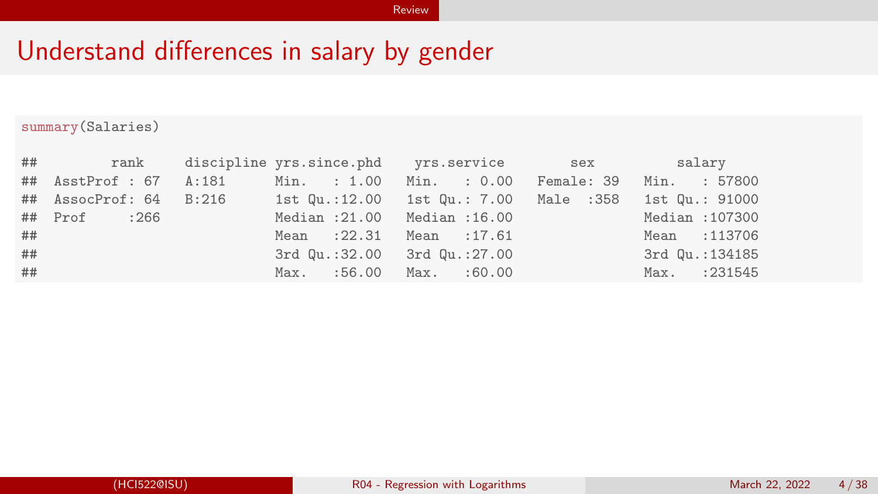# Understand differences in salary by gender

```
summary(Salaries)
```

```
##        rank     discipline yrs.since.phd    yrs.service        sex          salary
##  AsstProf : 67   A:181      Min.   : 1.00   Min.   : 0.00   Female: 39   Min.   : 57800
##  AssocProf: 64   B:216      1st Qu.:12.00   1st Qu.: 7.00   Male  :358   1st Qu.: 91000
##  Prof     :266              Median :21.00   Median :16.00                Median :107300
##                             Mean   :22.31   Mean   :17.61                Mean   :113706
##                             3rd Qu.:32.00   3rd Qu.:27.00                3rd Qu.:134185
##                             Max.   :56.00   Max.   :60.00                Max.   :231545
```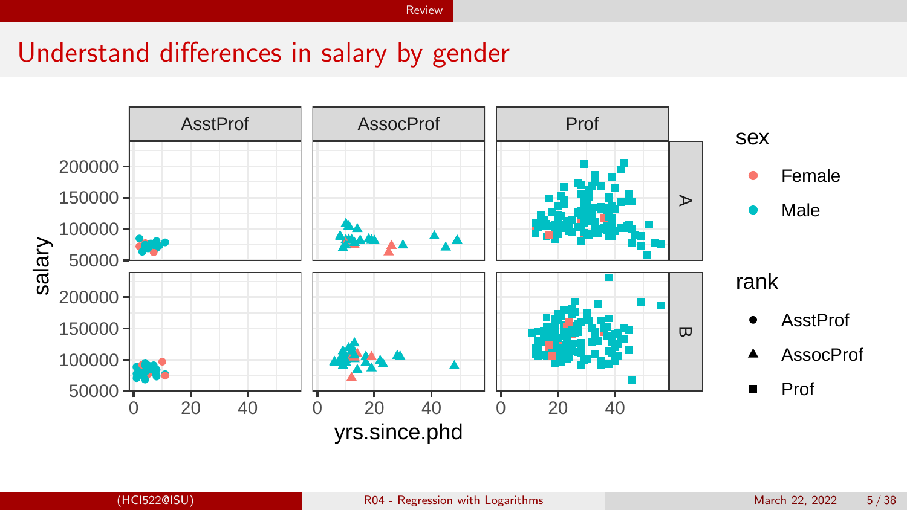# Understand differences in salary by gender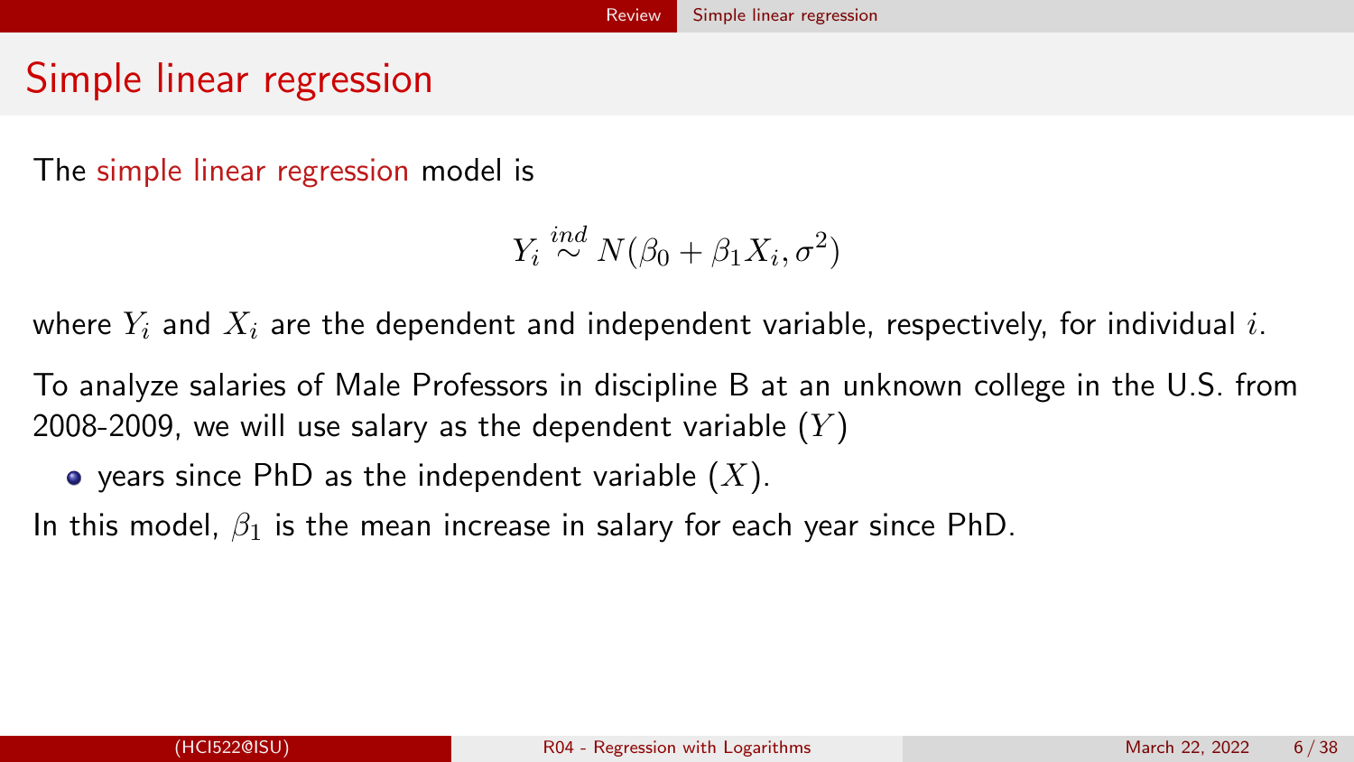# Simple linear regression

The simple linear regression model is

$$Y_i \stackrel{ind}{\sim} N(\beta_0 + \beta_1 X_i, \sigma^2)$$

where $Y_i$ and $X_i$ are the dependent and independent variable, respectively, for individual $i$.

To analyze salaries of Male Professors in discipline B at an unknown college in the U.S. from 2008-2009, we will use salary as the dependent variable ($Y$)

- years since PhD as the independent variable ($X$).

In this model, $\beta_1$ is the mean increase in salary for each year since PhD.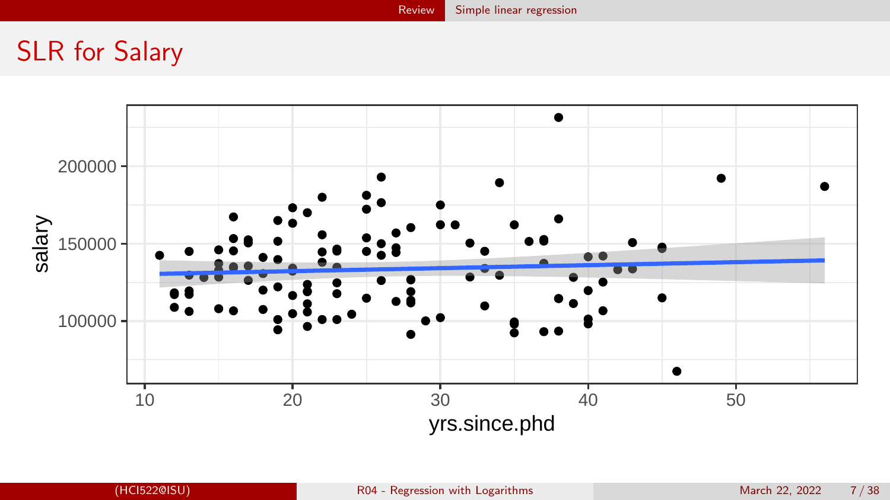# SLR for Salary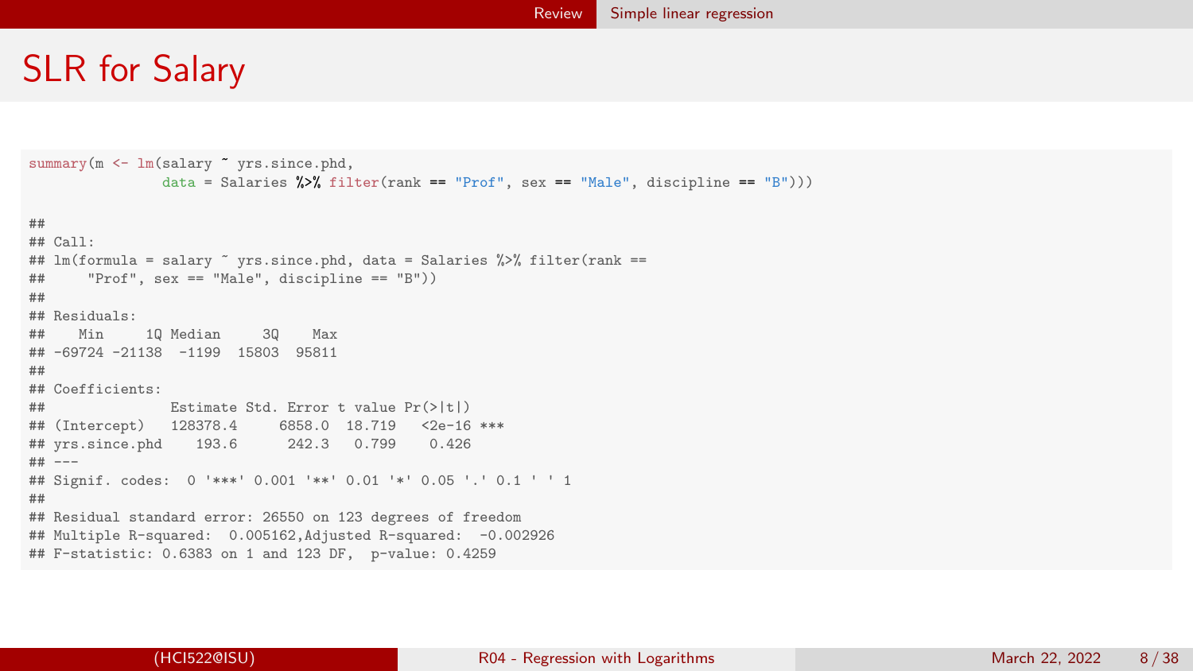# SLR for Salary

```r
summary(m <- lm(salary ~ yrs.since.phd,
               data = Salaries %>% filter(rank == "Prof", sex == "Male", discipline == "B")))
```

```
##
## Call:
## lm(formula = salary ~ yrs.since.phd, data = Salaries %>% filter(rank ==
##     "Prof", sex == "Male", discipline == "B"))
##
## Residuals:
##    Min     1Q Median     3Q    Max
## -69724 -21138  -1199  15803  95811
##
## Coefficients:
##               Estimate Std. Error t value Pr(>|t|)
## (Intercept)   128378.4     6858.0  18.719   <2e-16 ***
## yrs.since.phd    193.6      242.3   0.799    0.426
## ---
## Signif. codes:  0 '***' 0.001 '**' 0.01 '*' 0.05 '.' 0.1 ' ' 1
##
## Residual standard error: 26550 on 123 degrees of freedom
## Multiple R-squared:  0.005162,Adjusted R-squared:  -0.002926
## F-statistic: 0.6383 on 1 and 123 DF,  p-value: 0.4259
```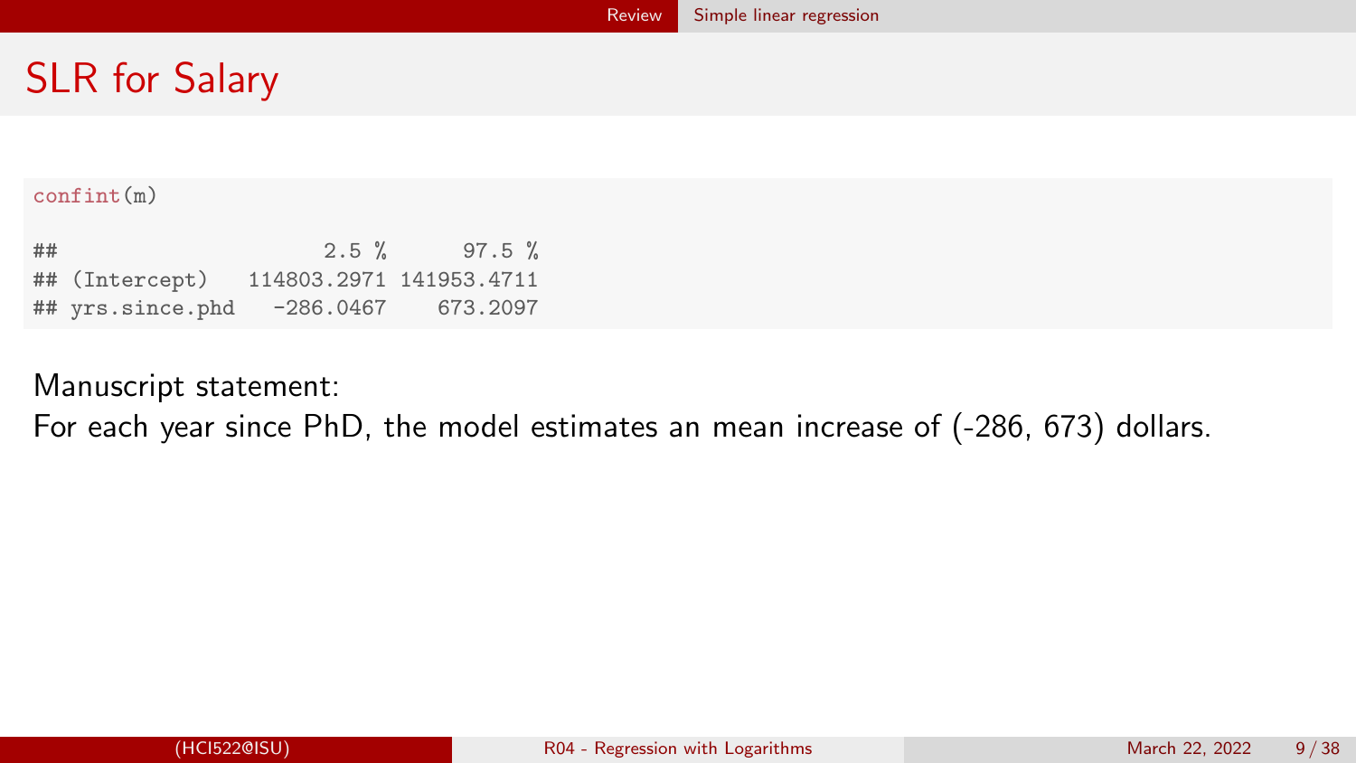# SLR for Salary

```r
confint(m)
```

```
##                    2.5 %      97.5 %
## (Intercept)   114803.2971 141953.4711
## yrs.since.phd   -286.0467    673.2097
```

Manuscript statement:
For each year since PhD, the model estimates an mean increase of (-286, 673) dollars.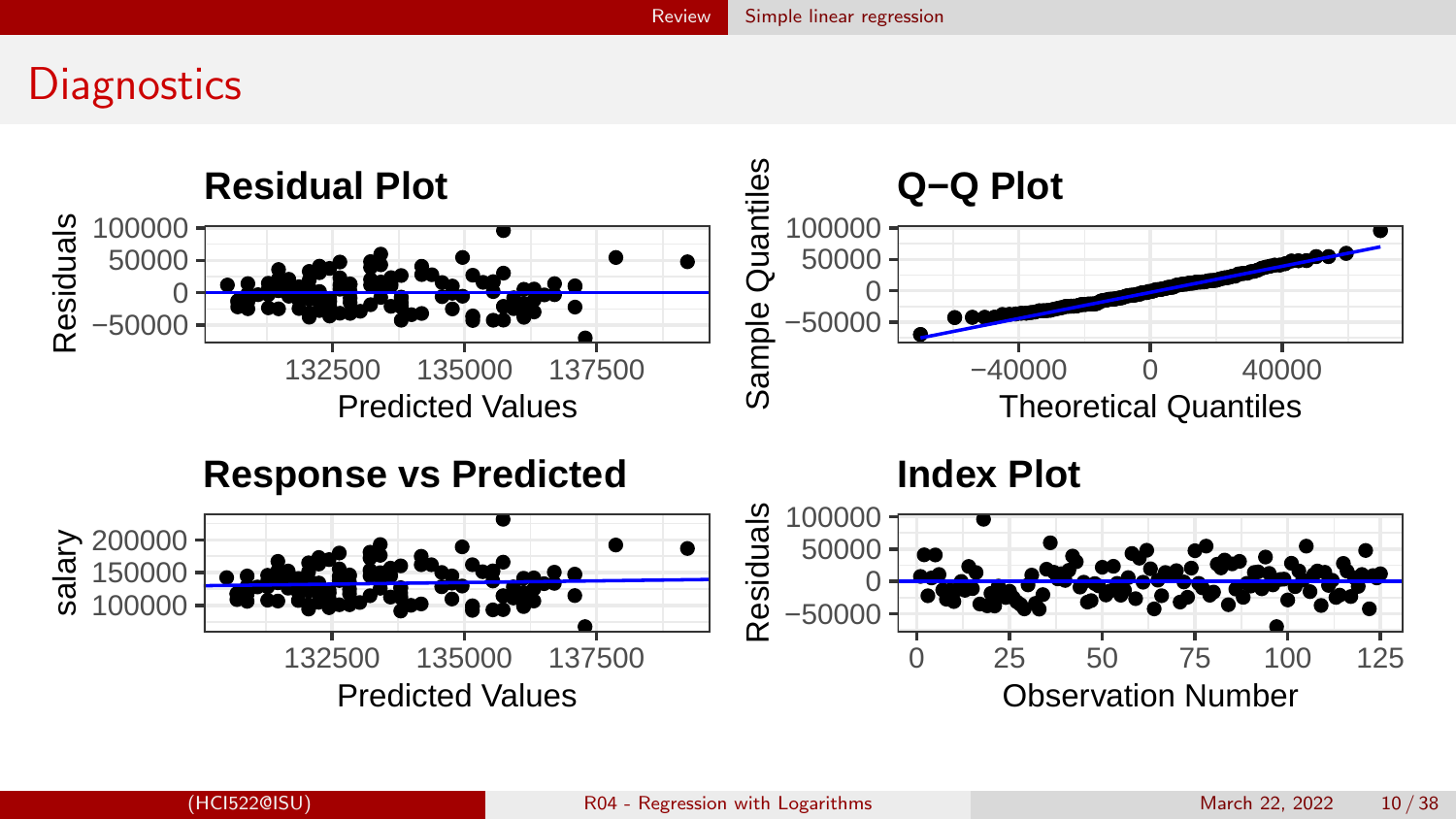## Diagnostics

**Residual Plot**

Residuals: 100000, 50000, 0, −50000

Predicted Values: 132500, 135000, 137500

**Q−Q Plot**

Sample Quantiles: 100000, 50000, 0, −50000

Theoretical Quantiles: −40000, 0, 40000

**Response vs Predicted**

salary: 200000, 150000, 100000

Predicted Values: 132500, 135000, 137500

**Index Plot**

Residuals: 100000, 50000, 0, −50000

Observation Number: 0, 25, 50, 75, 100, 125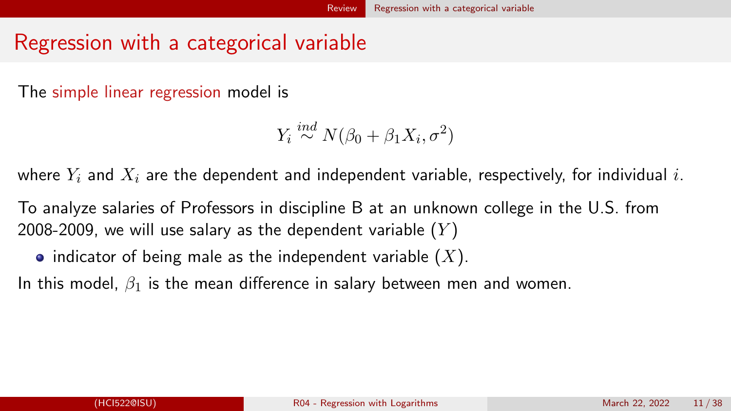# Regression with a categorical variable

The simple linear regression model is

$$Y_i \stackrel{ind}{\sim} N(\beta_0 + \beta_1 X_i, \sigma^2)$$

where $Y_i$ and $X_i$ are the dependent and independent variable, respectively, for individual $i$.

To analyze salaries of Professors in discipline B at an unknown college in the U.S. from 2008-2009, we will use salary as the dependent variable ($Y$)

- indicator of being male as the independent variable ($X$).

In this model, $\beta_1$ is the mean difference in salary between men and women.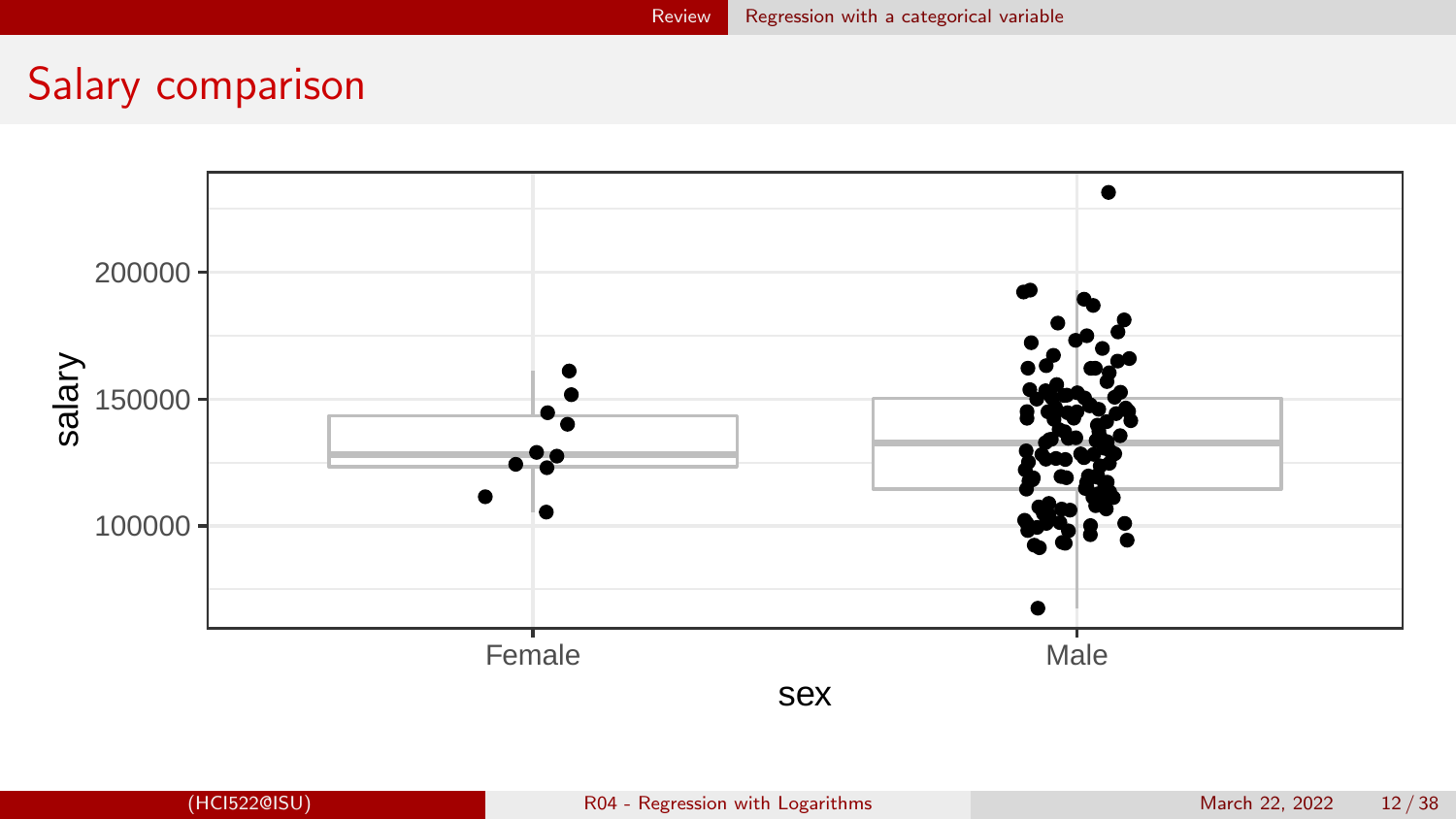# Salary comparison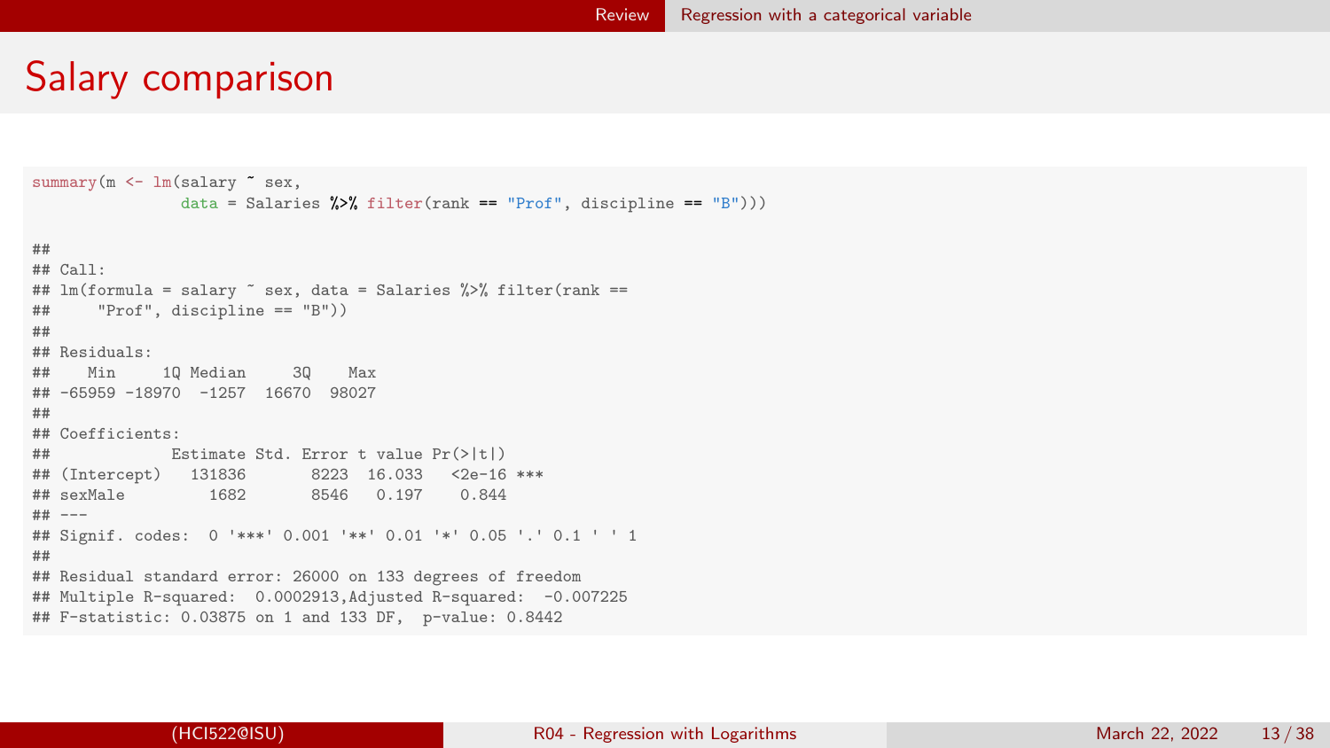# Salary comparison

```
summary(m <- lm(salary ~ sex,
                data = Salaries %>% filter(rank == "Prof", discipline == "B")))

##
## Call:
## lm(formula = salary ~ sex, data = Salaries %>% filter(rank ==
##     "Prof", discipline == "B"))
##
## Residuals:
##    Min     1Q Median     3Q    Max
## -65959 -18970  -1257  16670  98027
##
## Coefficients:
##             Estimate Std. Error t value Pr(>|t|)
## (Intercept)   131836       8223  16.033   <2e-16 ***
## sexMale         1682       8546   0.197    0.844
## ---
## Signif. codes:  0 '***' 0.001 '**' 0.01 '*' 0.05 '.' 0.1 ' ' 1
##
## Residual standard error: 26000 on 133 degrees of freedom
## Multiple R-squared:  0.0002913,Adjusted R-squared:  -0.007225
## F-statistic: 0.03875 on 1 and 133 DF,  p-value: 0.8442
```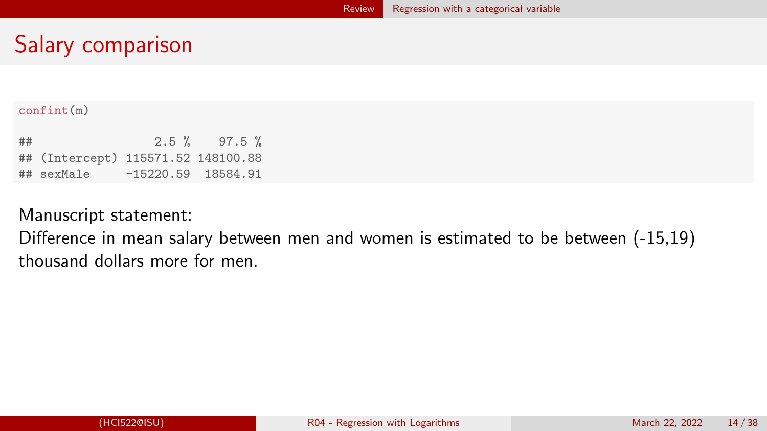# Salary comparison

```
confint(m)

##                 2.5 %    97.5 %
## (Intercept) 115571.52 148100.88
## sexMale     -15220.59  18584.91
```

Manuscript statement:
Difference in mean salary between men and women is estimated to be between (-15,19) thousand dollars more for men.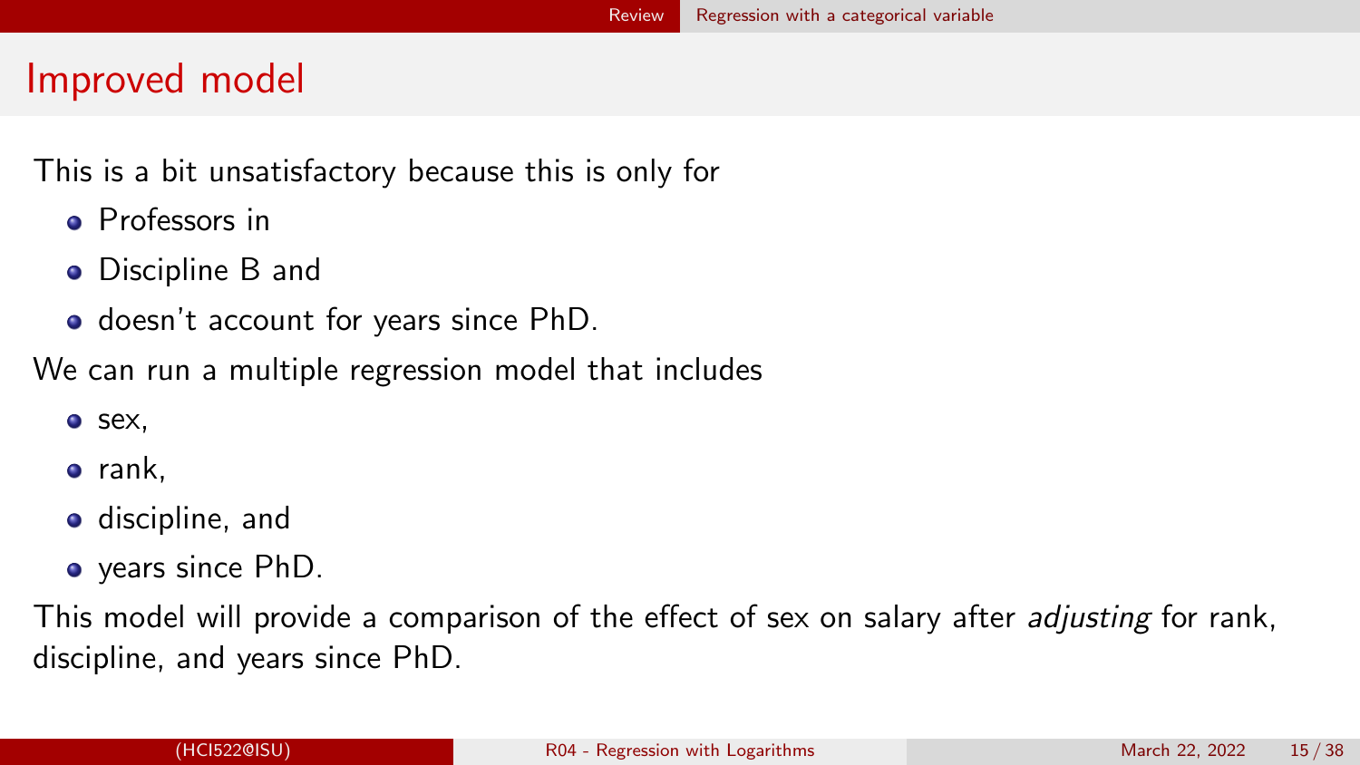## Improved model

This is a bit unsatisfactory because this is only for

- Professors in
- Discipline B and
- doesn't account for years since PhD.

We can run a multiple regression model that includes

- sex,
- rank,
- discipline, and
- years since PhD.

This model will provide a comparison of the effect of sex on salary after *adjusting* for rank, discipline, and years since PhD.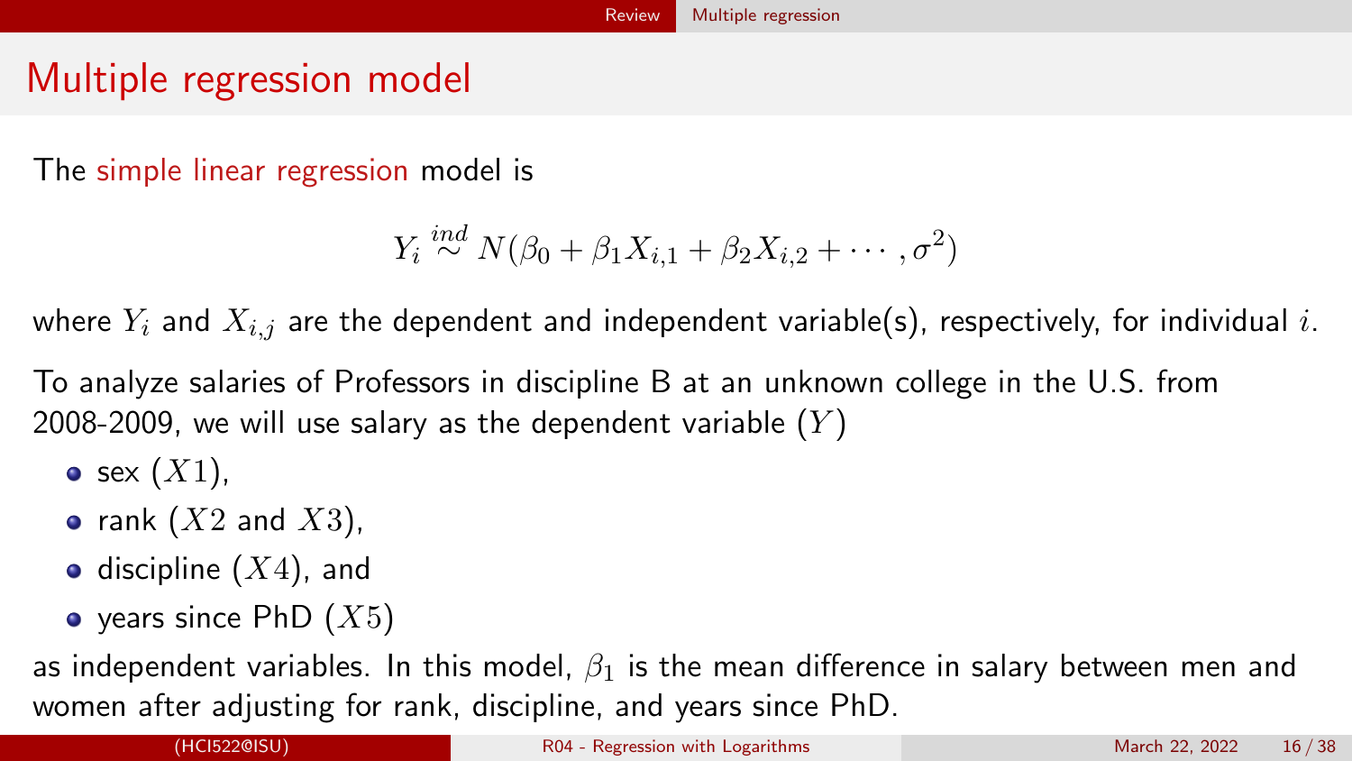# Multiple regression model

The simple linear regression model is

$$Y_i \stackrel{ind}{\sim} N(\beta_0 + \beta_1 X_{i,1} + \beta_2 X_{i,2} + \cdots, \sigma^2)$$

where $Y_i$ and $X_{i,j}$ are the dependent and independent variable(s), respectively, for individual $i$.

To analyze salaries of Professors in discipline B at an unknown college in the U.S. from 2008-2009, we will use salary as the dependent variable ($Y$)

- sex ($X1$),
- rank ($X2$ and $X3$),
- discipline ($X4$), and
- years since PhD ($X5$)

as independent variables. In this model, $\beta_1$ is the mean difference in salary between men and women after adjusting for rank, discipline, and years since PhD.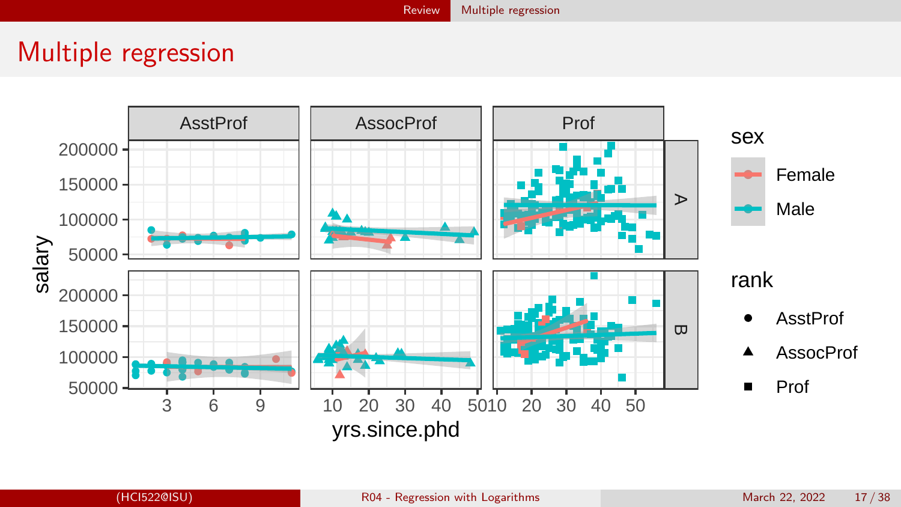# Multiple regression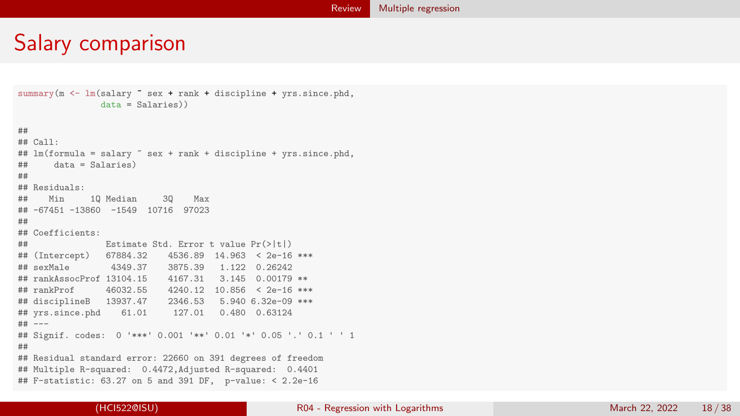# Salary comparison

```r
summary(m <- lm(salary ~ sex + rank + discipline + yrs.since.phd,
                data = Salaries))
```

```
##
## Call:
## lm(formula = salary ~ sex + rank + discipline + yrs.since.phd,
##     data = Salaries)
##
## Residuals:
##    Min     1Q Median     3Q    Max
## -67451 -13860  -1549  10716  97023
##
## Coefficients:
##               Estimate Std. Error t value Pr(>|t|)
## (Intercept)   67884.32    4536.89  14.963  < 2e-16 ***
## sexMale        4349.37    3875.39   1.122  0.26242
## rankAssocProf 13104.15    4167.31   3.145  0.00179 **
## rankProf      46032.55    4240.12  10.856  < 2e-16 ***
## disciplineB   13937.47    2346.53   5.940 6.32e-09 ***
## yrs.since.phd    61.01     127.01   0.480  0.63124
## ---
## Signif. codes:  0 '***' 0.001 '**' 0.01 '*' 0.05 '.' 0.1 ' ' 1
##
## Residual standard error: 22660 on 391 degrees of freedom
## Multiple R-squared:  0.4472,Adjusted R-squared:  0.4401
## F-statistic: 63.27 on 5 and 391 DF,  p-value: < 2.2e-16
```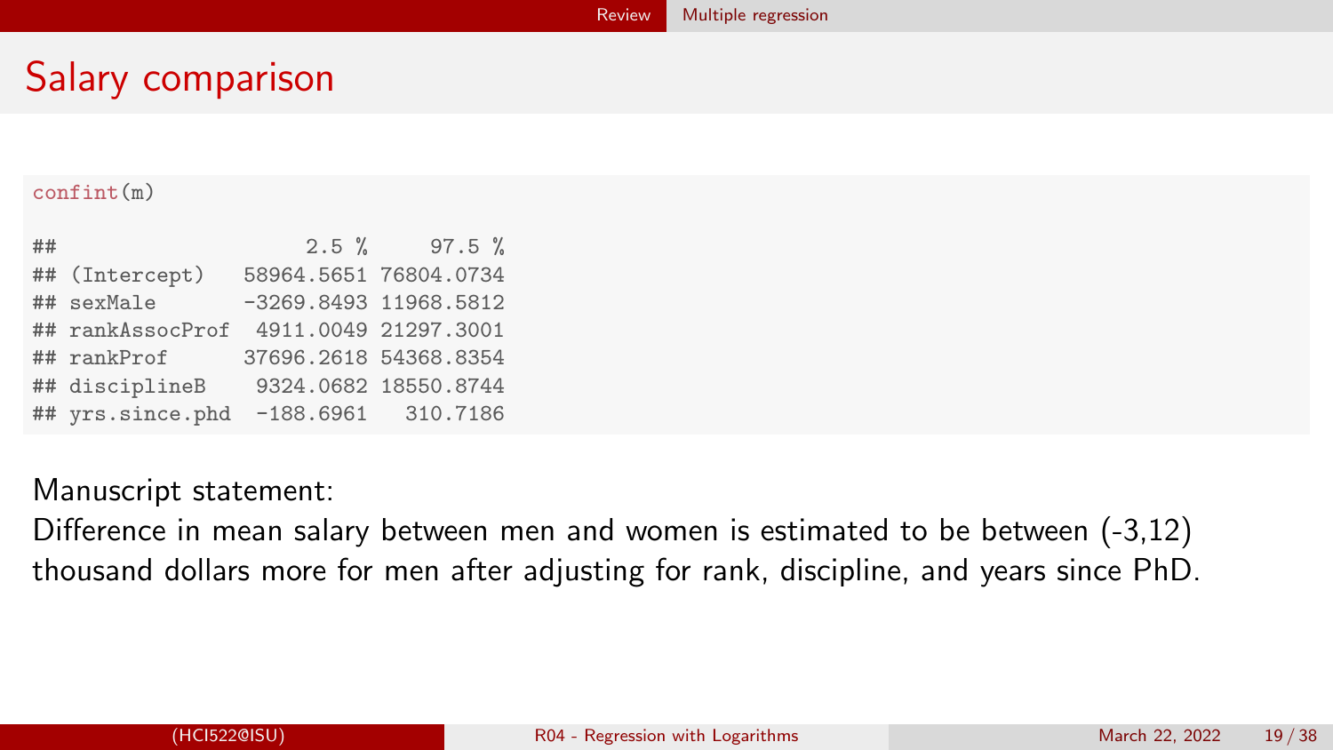# Salary comparison

```
confint(m)

##                    2.5 %     97.5 %
## (Intercept)   58964.5651 76804.0734
## sexMale       -3269.8493 11968.5812
## rankAssocProf  4911.0049 21297.3001
## rankProf      37696.2618 54368.8354
## disciplineB    9324.0682 18550.8744
## yrs.since.phd  -188.6961   310.7186
```

Manuscript statement:
Difference in mean salary between men and women is estimated to be between (-3,12) thousand dollars more for men after adjusting for rank, discipline, and years since PhD.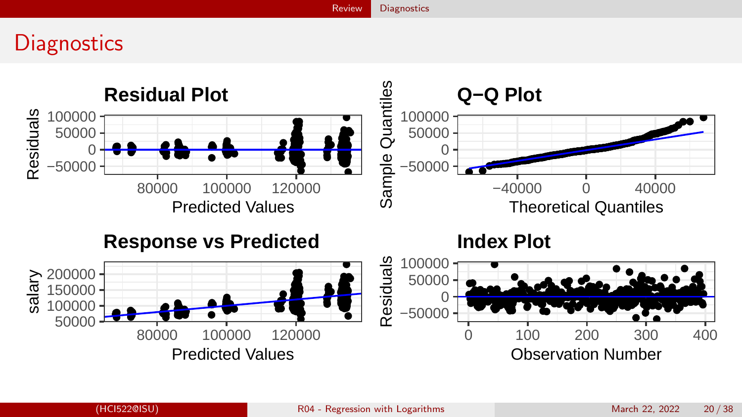# Diagnostics

## Residual Plot

Residuals vs Predicted Values

## Q−Q Plot

Sample Quantiles vs Theoretical Quantiles

## Response vs Predicted

salary vs Predicted Values

## Index Plot

Residuals vs Observation Number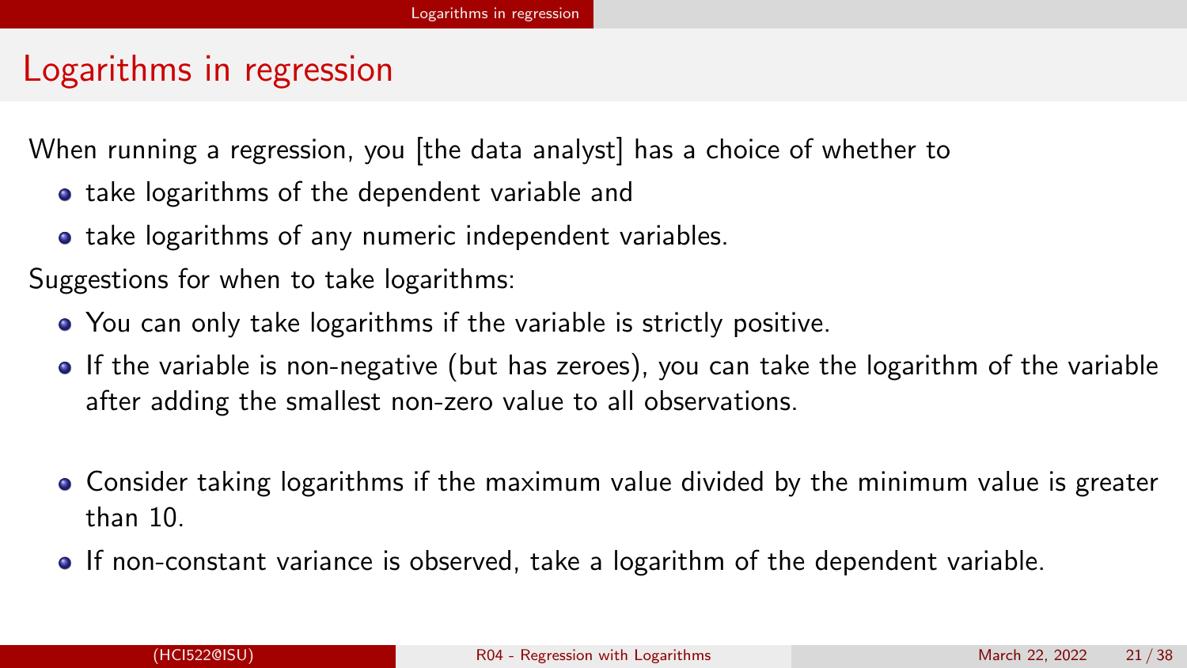# Logarithms in regression

When running a regression, you [the data analyst] has a choice of whether to

- take logarithms of the dependent variable and
- take logarithms of any numeric independent variables.

Suggestions for when to take logarithms:

- You can only take logarithms if the variable is strictly positive.
- If the variable is non-negative (but has zeroes), you can take the logarithm of the variable after adding the smallest non-zero value to all observations.
- Consider taking logarithms if the maximum value divided by the minimum value is greater than 10.
- If non-constant variance is observed, take a logarithm of the dependent variable.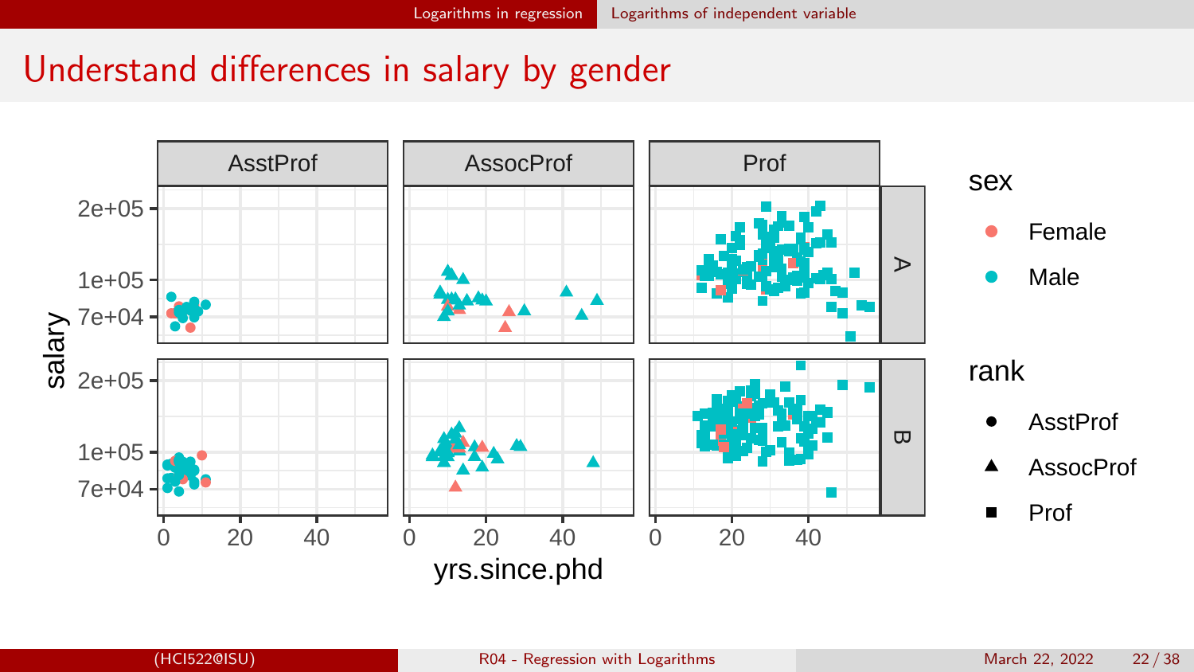# Understand differences in salary by gender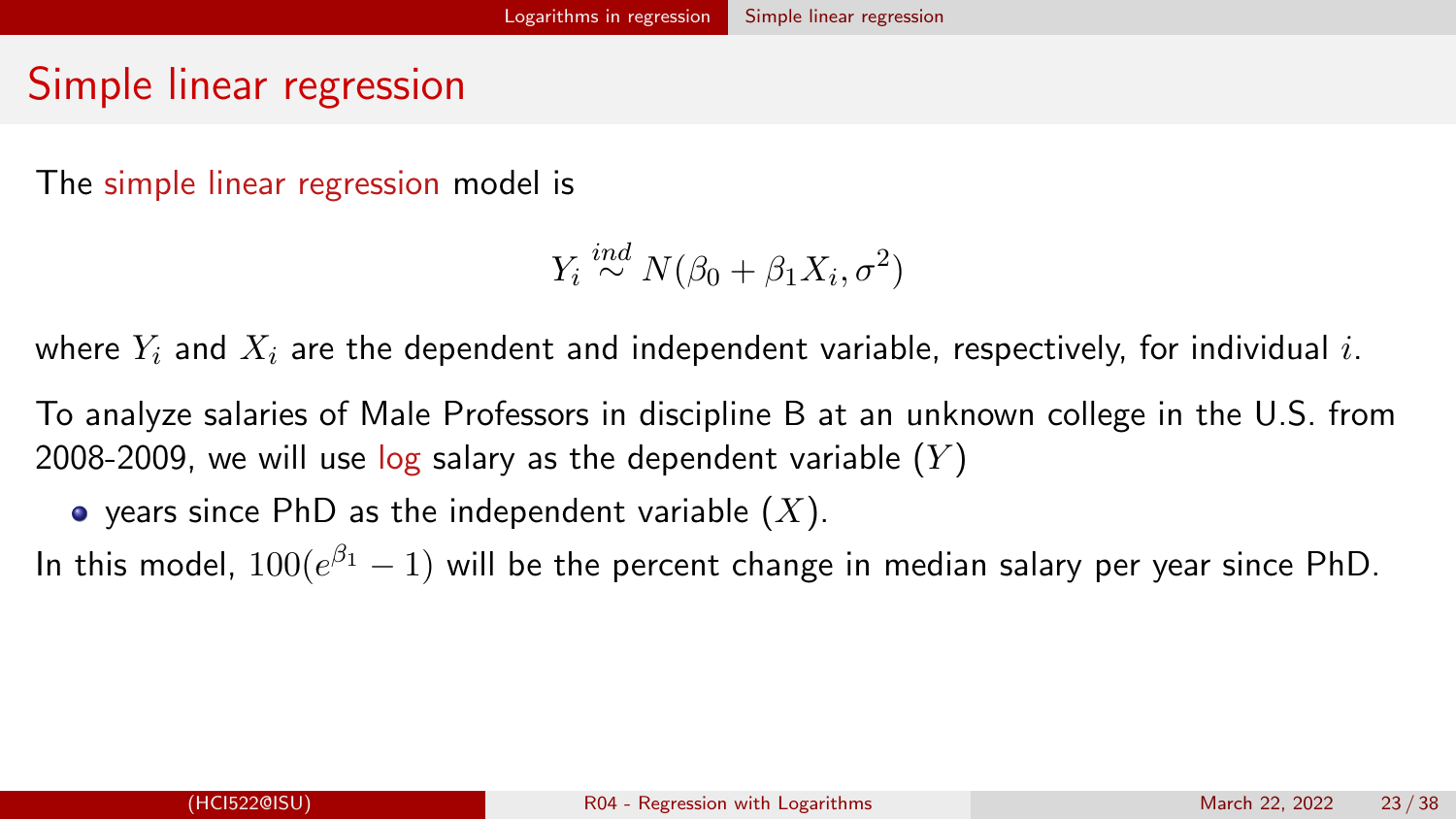# Simple linear regression

The simple linear regression model is

$$Y_i \stackrel{ind}{\sim} N(\beta_0 + \beta_1 X_i, \sigma^2)$$

where $Y_i$ and $X_i$ are the dependent and independent variable, respectively, for individual $i$.

To analyze salaries of Male Professors in discipline B at an unknown college in the U.S. from 2008-2009, we will use log salary as the dependent variable ($Y$)

- years since PhD as the independent variable ($X$).

In this model, $100(e^{\beta_1} - 1)$ will be the percent change in median salary per year since PhD.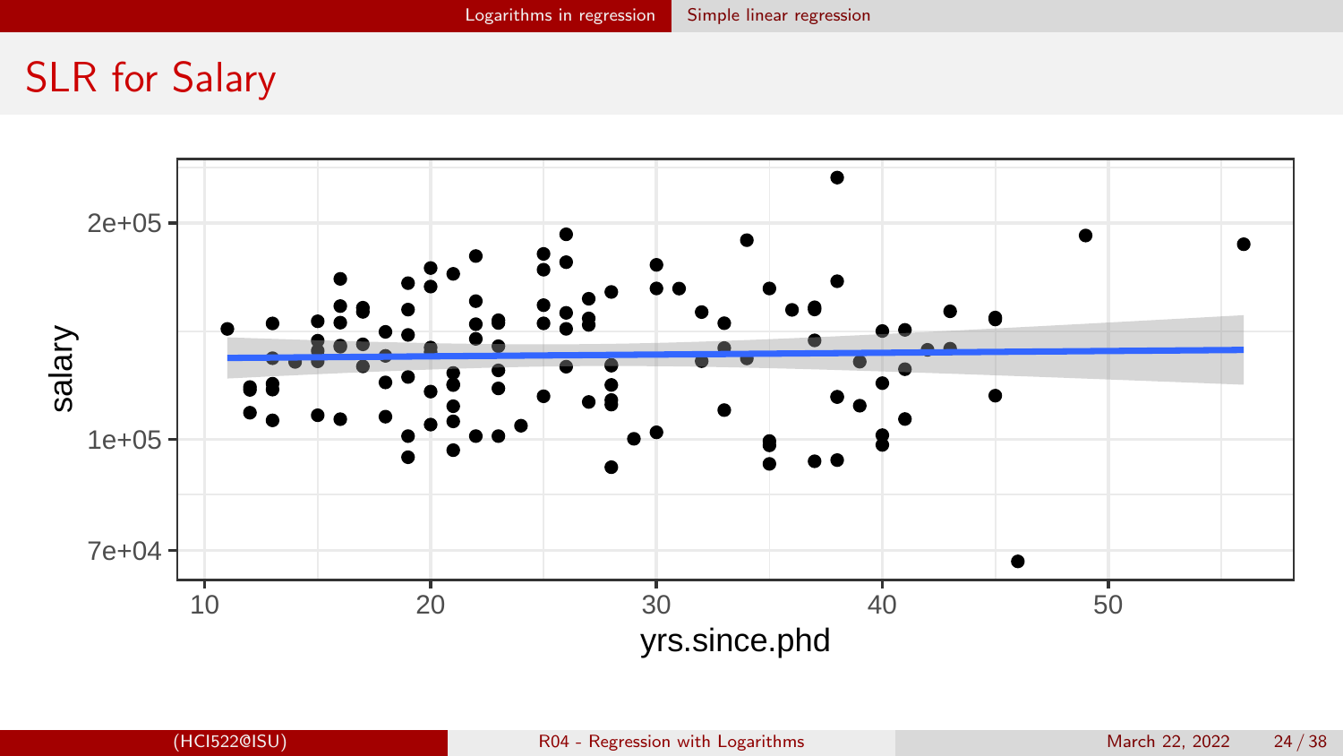## SLR for Salary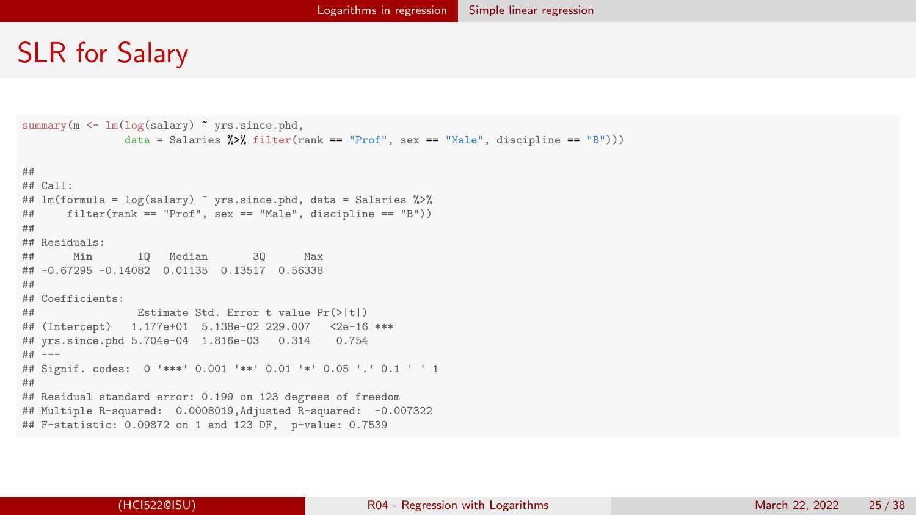# SLR for Salary

```r
summary(m <- lm(log(salary) ~ yrs.since.phd,
               data = Salaries %>% filter(rank == "Prof", sex == "Male", discipline == "B")))
```

```
##
## Call:
## lm(formula = log(salary) ~ yrs.since.phd, data = Salaries %>%
##     filter(rank == "Prof", sex == "Male", discipline == "B"))
##
## Residuals:
##      Min       1Q   Median       3Q      Max
## -0.67295 -0.14082  0.01135  0.13517  0.56338
##
## Coefficients:
##                Estimate Std. Error t value Pr(>|t|)
## (Intercept)   1.177e+01  5.138e-02 229.007   <2e-16 ***
## yrs.since.phd 5.704e-04  1.816e-03   0.314    0.754
## ---
## Signif. codes:  0 '***' 0.001 '**' 0.01 '*' 0.05 '.' 0.1 ' ' 1
##
## Residual standard error: 0.199 on 123 degrees of freedom
## Multiple R-squared:  0.0008019,Adjusted R-squared:  -0.007322
## F-statistic: 0.09872 on 1 and 123 DF,  p-value: 0.7539
```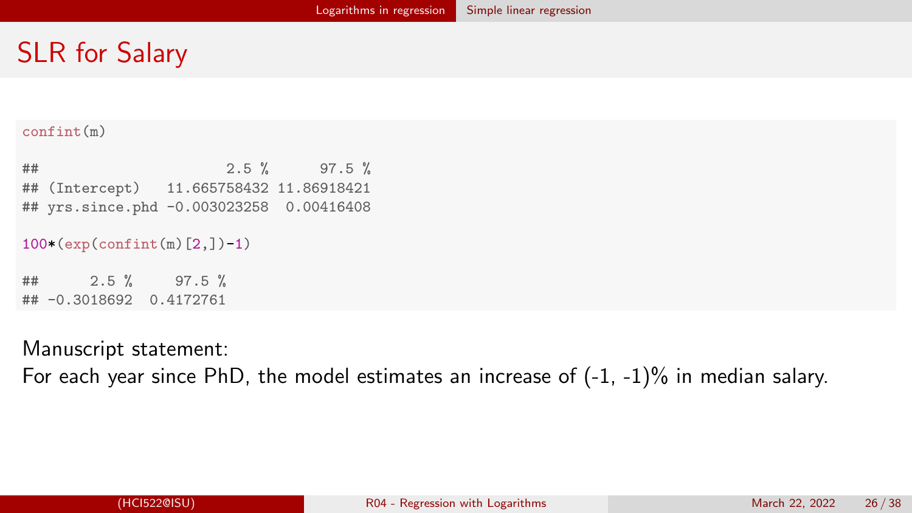# SLR for Salary

```
confint(m)

##                     2.5 %      97.5 %
## (Intercept)   11.665758432 11.86918421
## yrs.since.phd -0.003023258  0.00416408

100*(exp(confint(m)[2,])-1)

##      2.5 %     97.5 %
## -0.3018692  0.4172761
```

Manuscript statement:
For each year since PhD, the model estimates an increase of (-1, -1)% in median salary.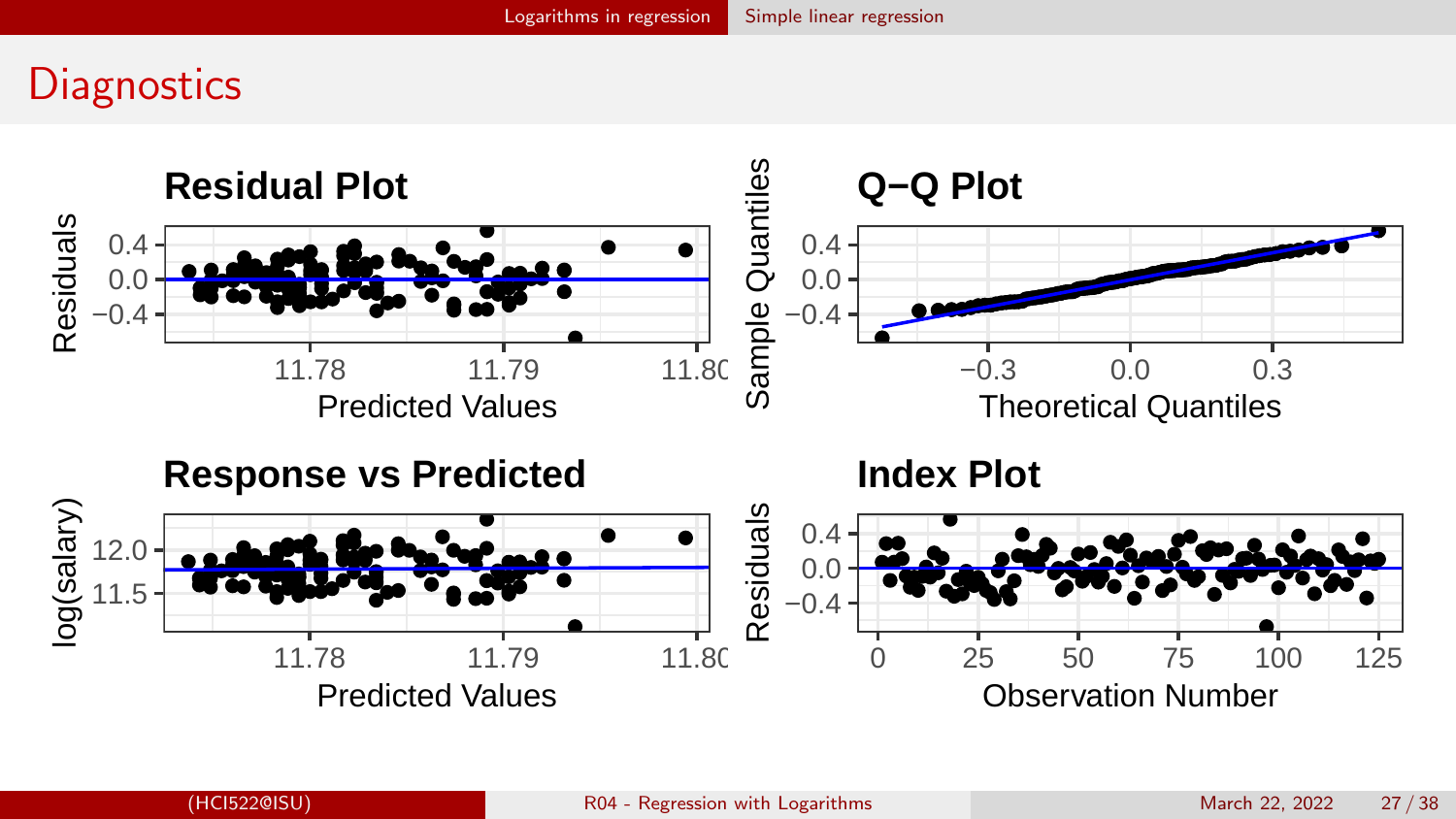# Diagnostics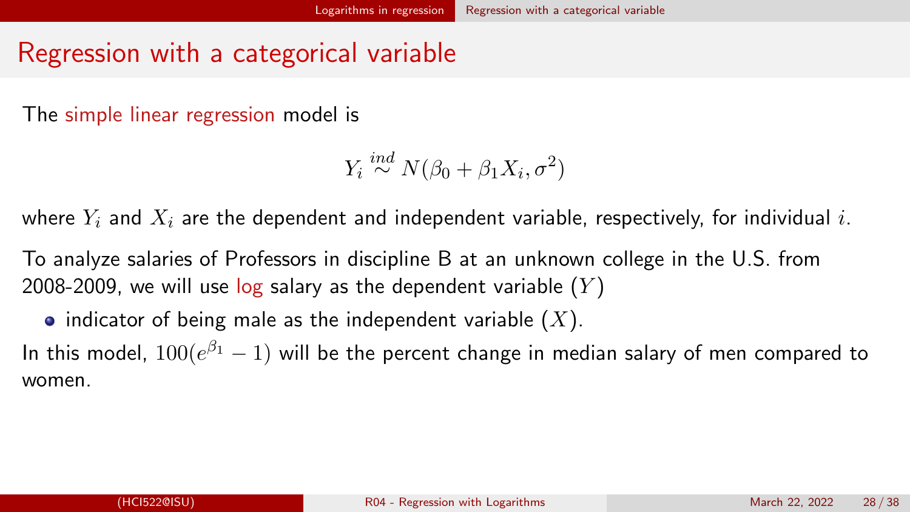# Regression with a categorical variable

The simple linear regression model is

$$Y_i \stackrel{ind}{\sim} N(\beta_0 + \beta_1 X_i, \sigma^2)$$

where $Y_i$ and $X_i$ are the dependent and independent variable, respectively, for individual $i$.

To analyze salaries of Professors in discipline B at an unknown college in the U.S. from 2008-2009, we will use log salary as the dependent variable ($Y$)

- indicator of being male as the independent variable ($X$).

In this model, $100(e^{\beta_1} - 1)$ will be the percent change in median salary of men compared to women.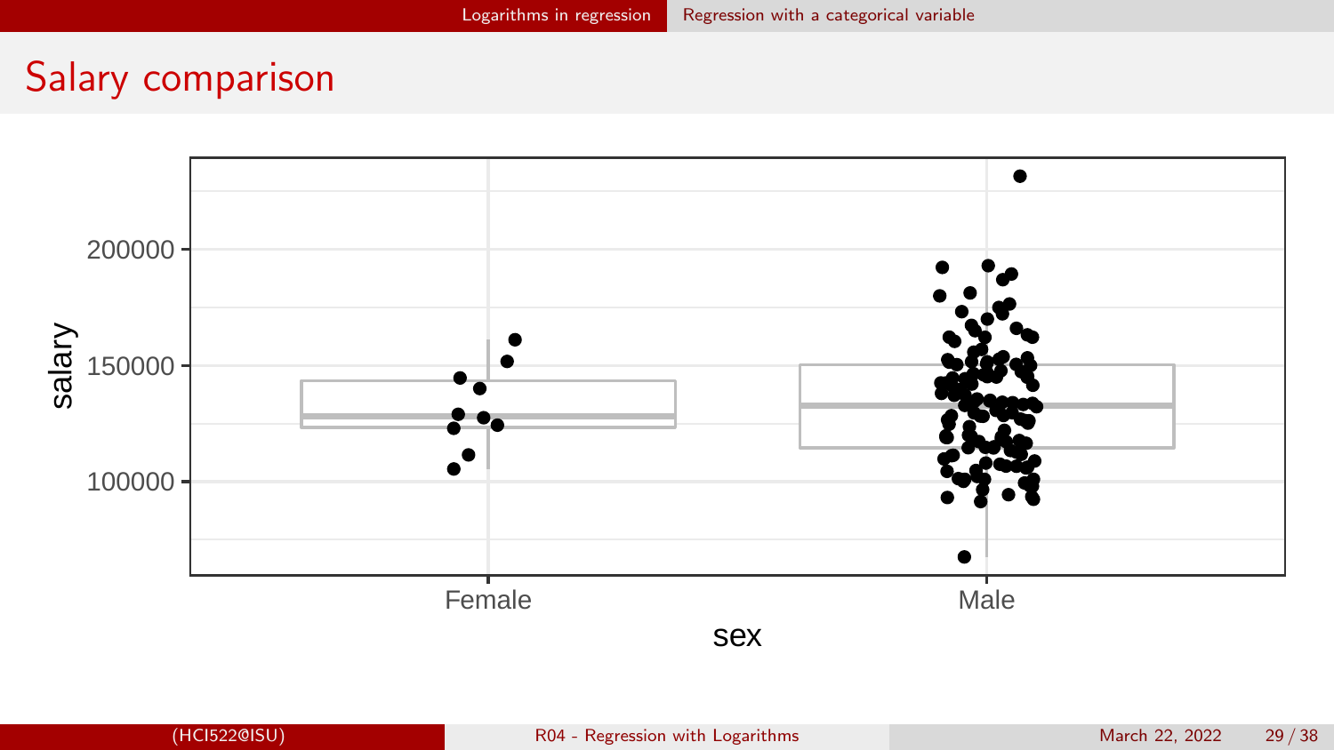# Salary comparison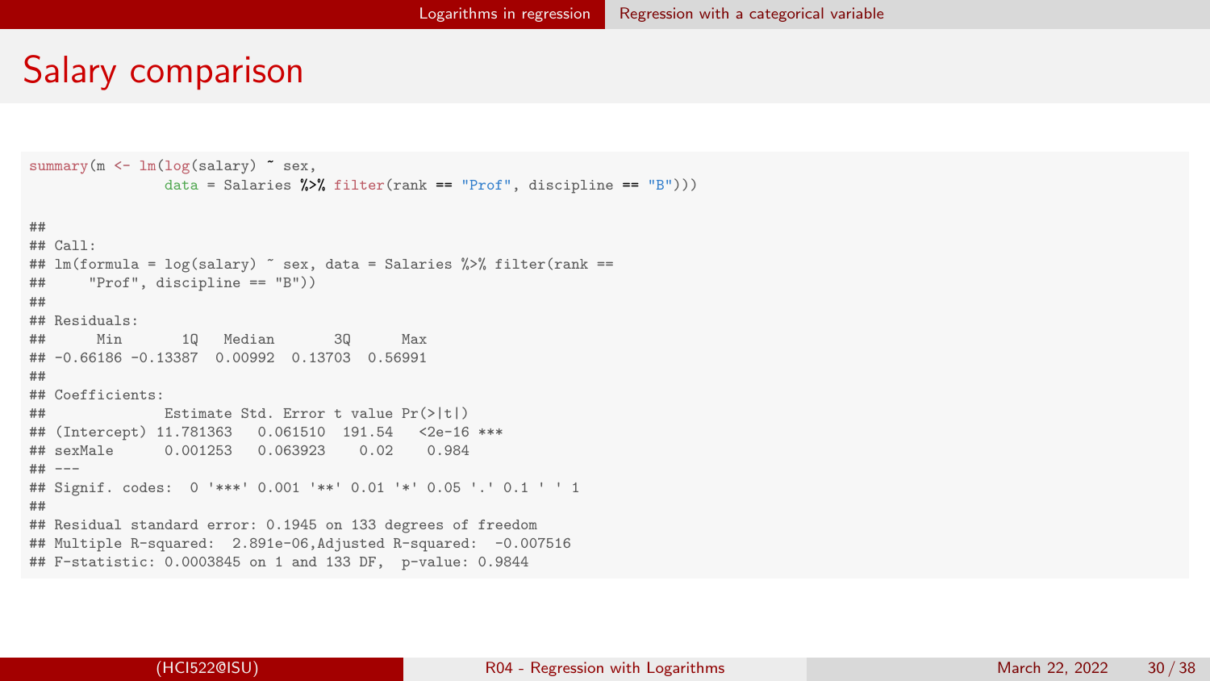# Salary comparison

```
summary(m <- lm(log(salary) ~ sex,
                data = Salaries %>% filter(rank == "Prof", discipline == "B")))

##
## Call:
## lm(formula = log(salary) ~ sex, data = Salaries %>% filter(rank ==
##     "Prof", discipline == "B"))
##
## Residuals:
##      Min       1Q   Median       3Q      Max
## -0.66186 -0.13387  0.00992  0.13703  0.56991
##
## Coefficients:
##              Estimate Std. Error t value Pr(>|t|)
## (Intercept) 11.781363   0.061510  191.54   <2e-16 ***
## sexMale      0.001253   0.063923    0.02    0.984
## ---
## Signif. codes:  0 '***' 0.001 '**' 0.01 '*' 0.05 '.' 0.1 ' ' 1
##
## Residual standard error: 0.1945 on 133 degrees of freedom
## Multiple R-squared:  2.891e-06,Adjusted R-squared:  -0.007516
## F-statistic: 0.0003845 on 1 and 133 DF,  p-value: 0.9844
```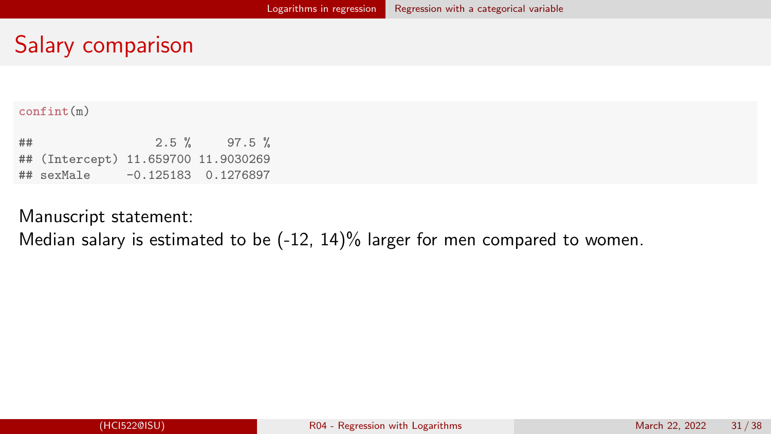# Salary comparison

```
confint(m)

##                 2.5 %     97.5 %
## (Intercept) 11.659700 11.9030269
## sexMale     -0.125183  0.1276897
```

Manuscript statement:
Median salary is estimated to be (-12, 14)% larger for men compared to women.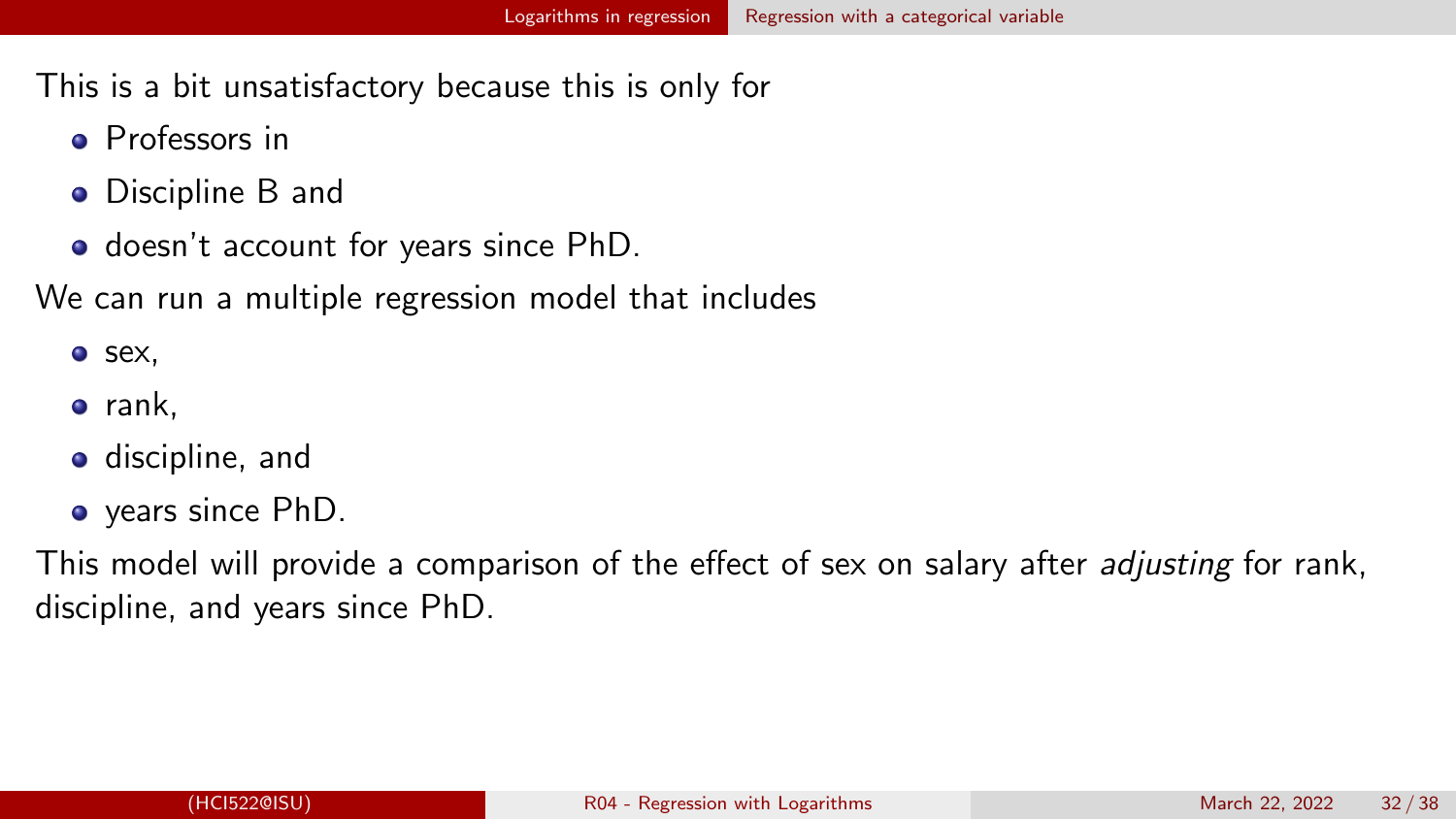This is a bit unsatisfactory because this is only for

- Professors in
- Discipline B and
- doesn't account for years since PhD.

We can run a multiple regression model that includes

- sex,
- rank,
- discipline, and
- years since PhD.

This model will provide a comparison of the effect of sex on salary after *adjusting* for rank, discipline, and years since PhD.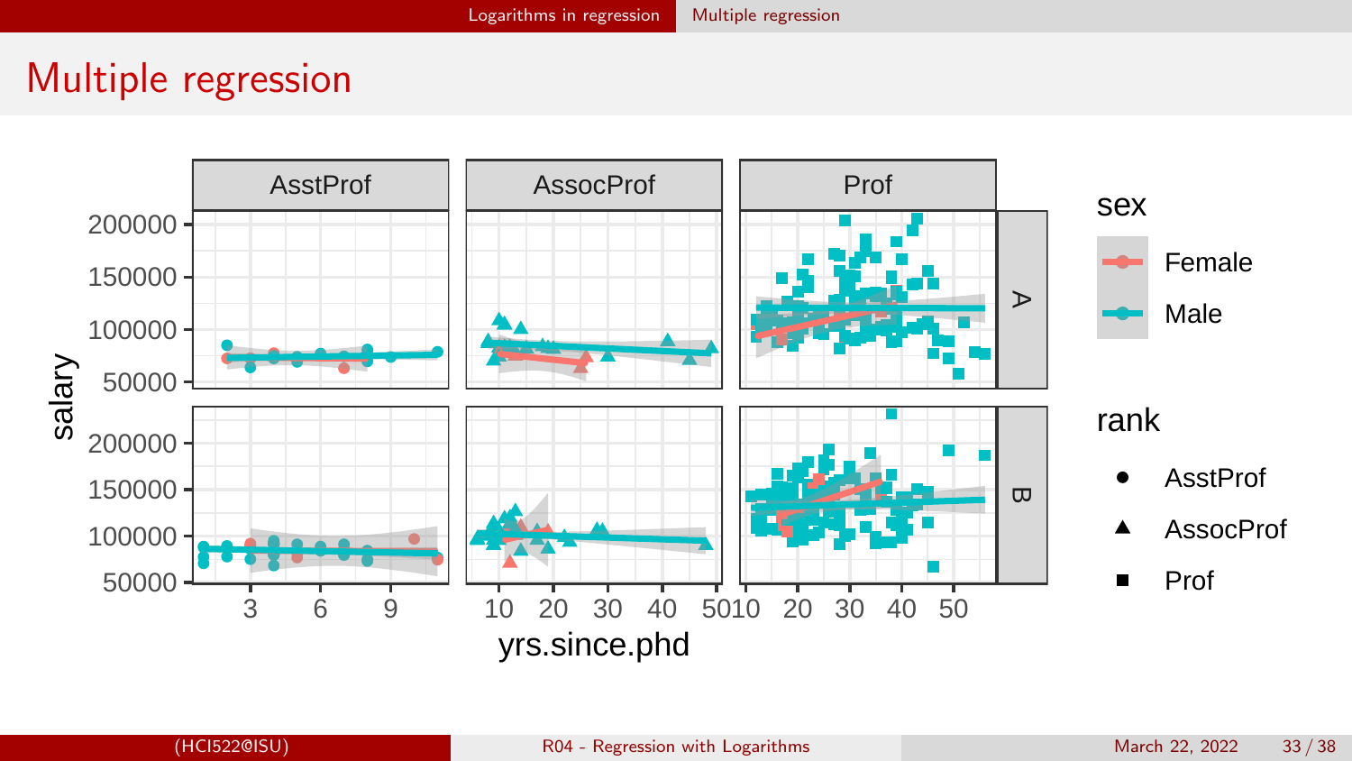# Multiple regression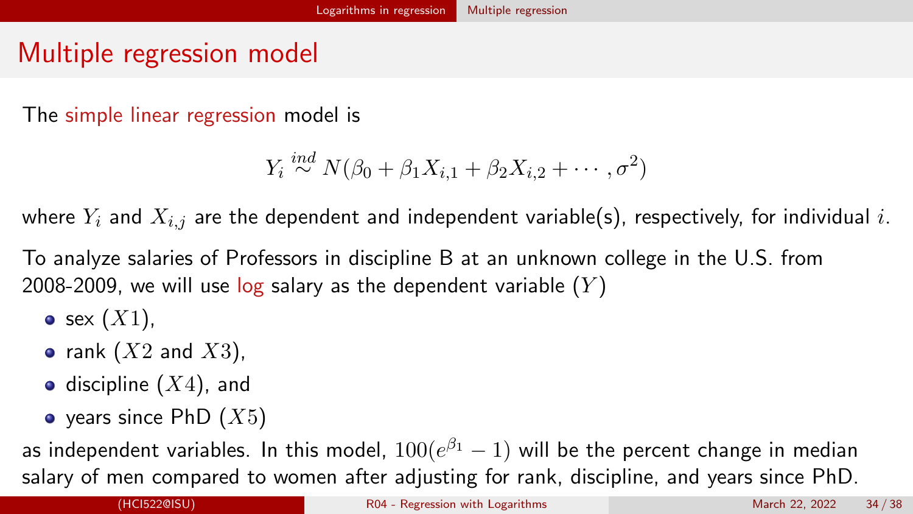# Multiple regression model

The simple linear regression model is

$$Y_i \stackrel{ind}{\sim} N(\beta_0 + \beta_1 X_{i,1} + \beta_2 X_{i,2} + \cdots, \sigma^2)$$

where $Y_i$ and $X_{i,j}$ are the dependent and independent variable(s), respectively, for individual $i$.

To analyze salaries of Professors in discipline B at an unknown college in the U.S. from 2008-2009, we will use log salary as the dependent variable ($Y$)

- sex ($X1$),
- rank ($X2$ and $X3$),
- discipline ($X4$), and
- years since PhD ($X5$)

as independent variables. In this model, $100(e^{\beta_1} - 1)$ will be the percent change in median salary of men compared to women after adjusting for rank, discipline, and years since PhD.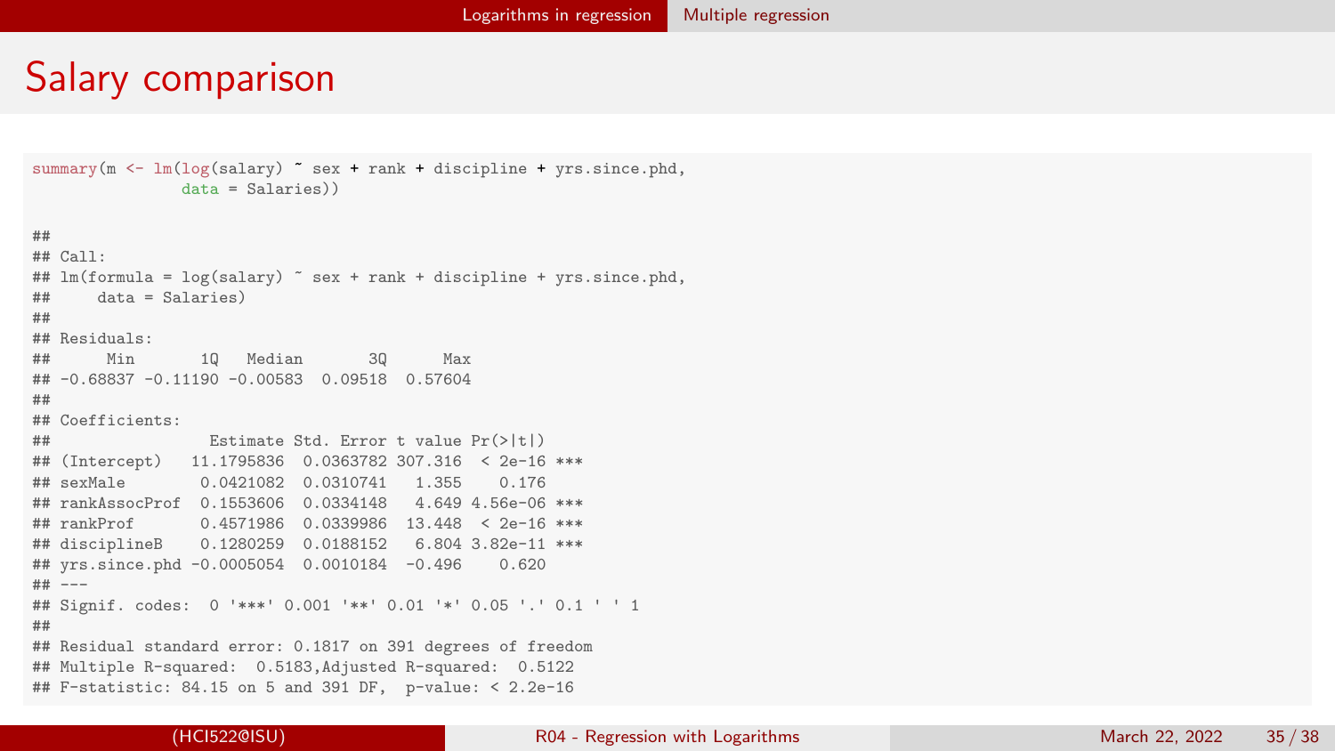# Salary comparison

```r
summary(m <- lm(log(salary) ~ sex + rank + discipline + yrs.since.phd,
                data = Salaries))
```

```
##
## Call:
## lm(formula = log(salary) ~ sex + rank + discipline + yrs.since.phd,
##     data = Salaries)
##
## Residuals:
##      Min       1Q   Median       3Q      Max
## -0.68837 -0.11190 -0.00583  0.09518  0.57604
##
## Coefficients:
##                 Estimate Std. Error t value Pr(>|t|)
## (Intercept)   11.1795836  0.0363782 307.316  < 2e-16 ***
## sexMale        0.0421082  0.0310741   1.355    0.176
## rankAssocProf  0.1553606  0.0334148   4.649 4.56e-06 ***
## rankProf       0.4571986  0.0339986  13.448  < 2e-16 ***
## disciplineB    0.1280259  0.0188152   6.804 3.82e-11 ***
## yrs.since.phd -0.0005054  0.0010184  -0.496    0.620
## ---
## Signif. codes:  0 '***' 0.001 '**' 0.01 '*' 0.05 '.' 0.1 ' ' 1
##
## Residual standard error: 0.1817 on 391 degrees of freedom
## Multiple R-squared:  0.5183,Adjusted R-squared:  0.5122
## F-statistic: 84.15 on 5 and 391 DF,  p-value: < 2.2e-16
```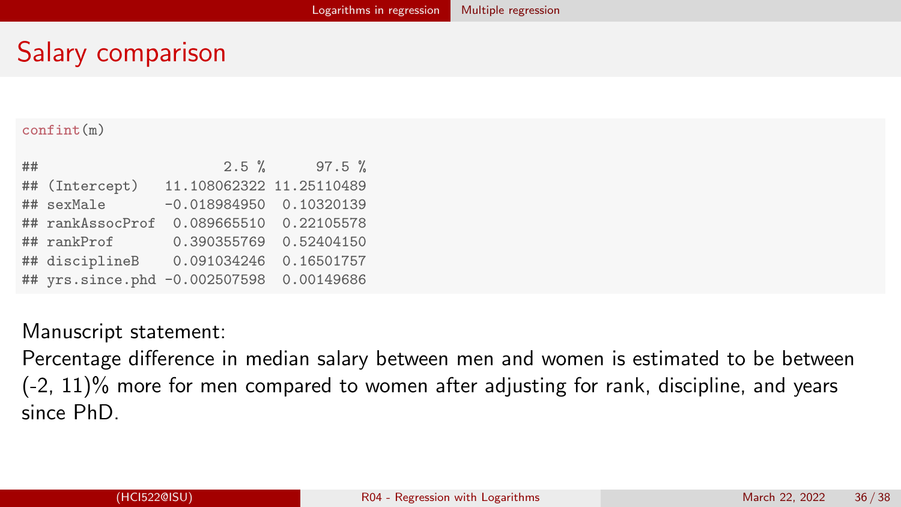# Salary comparison

```
confint(m)

##                     2.5 %      97.5 %
## (Intercept)   11.108062322 11.25110489
## sexMale       -0.018984950  0.10320139
## rankAssocProf  0.089665510  0.22105578
## rankProf       0.390355769  0.52404150
## disciplineB    0.091034246  0.16501757
## yrs.since.phd -0.002507598  0.00149686
```

Manuscript statement:
Percentage difference in median salary between men and women is estimated to be between (-2, 11)% more for men compared to women after adjusting for rank, discipline, and years since PhD.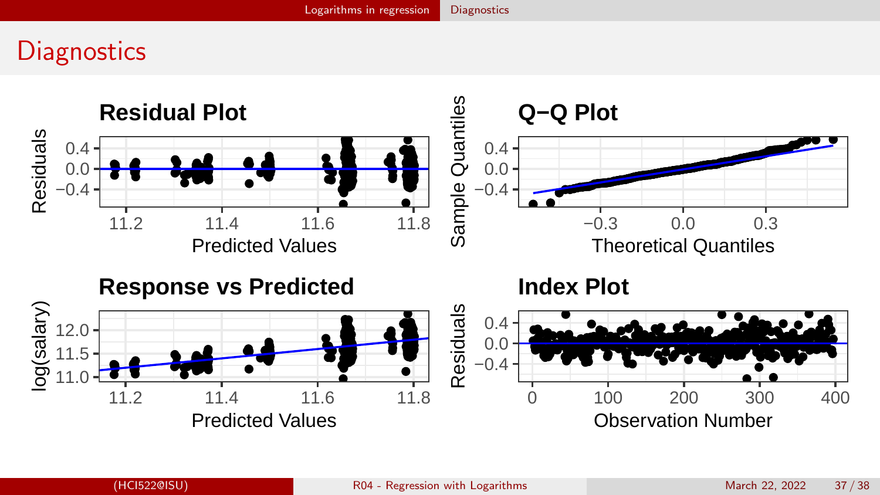# Diagnostics

## Residual Plot

## Q−Q Plot

## Response vs Predicted

## Index Plot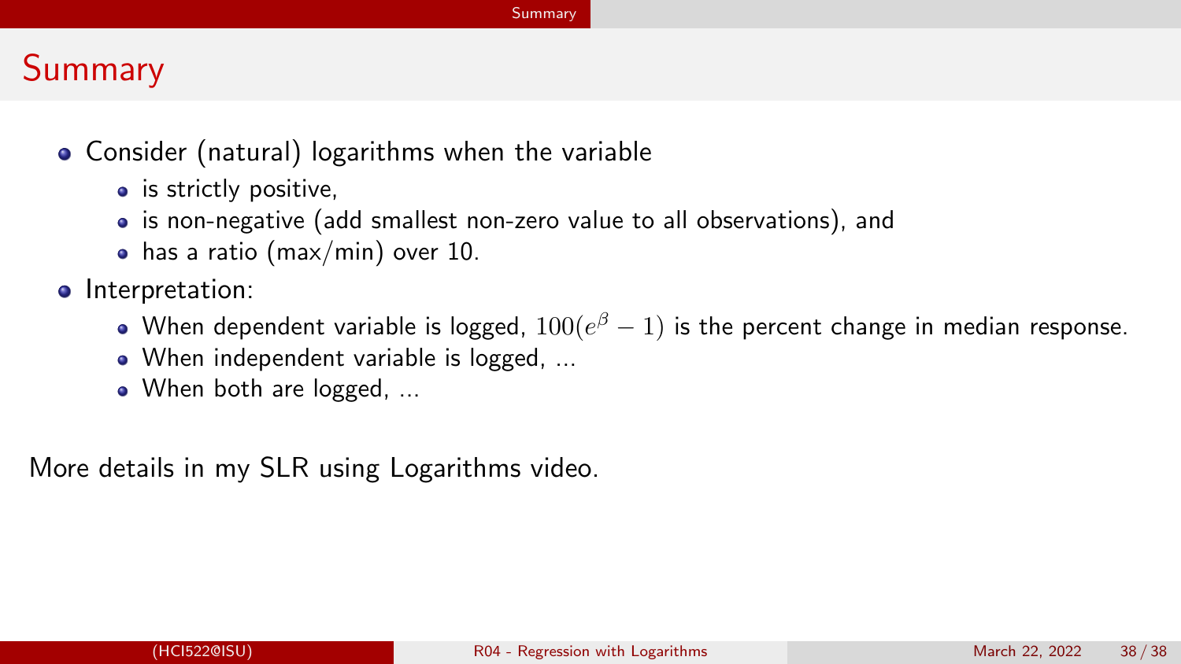# Summary

- Consider (natural) logarithms when the variable
  - is strictly positive,
  - is non-negative (add smallest non-zero value to all observations), and
  - has a ratio (max/min) over 10.
- Interpretation:
  - When dependent variable is logged, $100(e^{\beta} - 1)$ is the percent change in median response.
  - When independent variable is logged, ...
  - When both are logged, ...

More details in my SLR using Logarithms video.